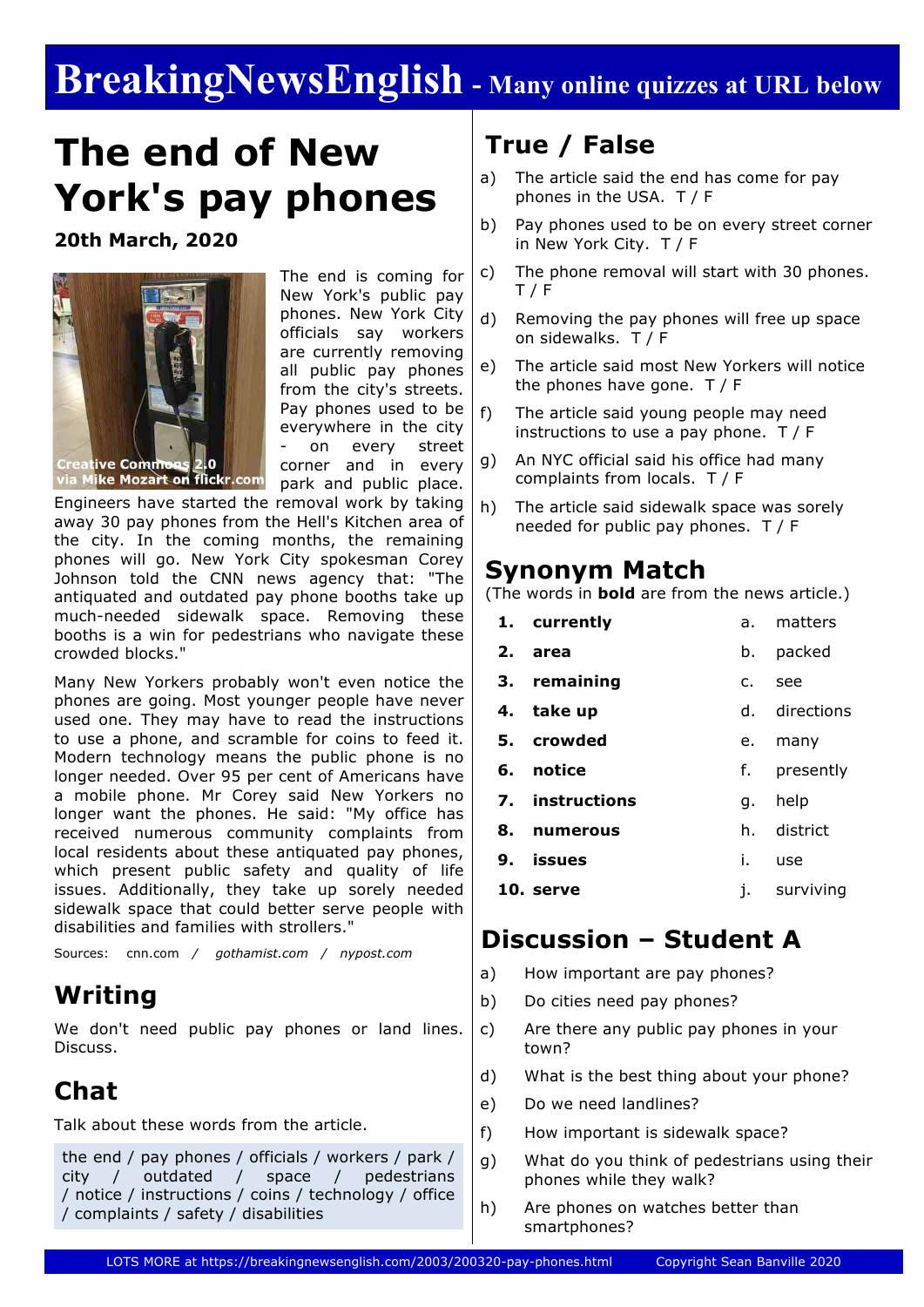# BreakingNewsEnglish - Many online quizzes at URL below

# The end of New York's pay phones

**20th March, 2020**

Creative Commons 2.0 via Mike Mozart on flickr.com

The end is coming for New York's public pay phones. New York City officials say workers are currently removing all public pay phones from the city's streets. Pay phones used to be everywhere in the city - on every street corner and in every park and public place. Engineers have started the removal work by taking away 30 pay phones from the Hell's Kitchen area of the city. In the coming months, the remaining phones will go. New York City spokesman Corey Johnson told the CNN news agency that: "The antiquated and outdated pay phone booths take up much-needed sidewalk space. Removing these booths is a win for pedestrians who navigate these crowded blocks."

Many New Yorkers probably won't even notice the phones are going. Most younger people have never used one. They may have to read the instructions to use a phone, and scramble for coins to feed it. Modern technology means the public phone is no longer needed. Over 95 per cent of Americans have a mobile phone. Mr Corey said New Yorkers no longer want the phones. He said: "My office has received numerous community complaints from local residents about these antiquated pay phones, which present public safety and quality of life issues. Additionally, they take up sorely needed sidewalk space that could better serve people with disabilities and families with strollers."

Sources: cnn.com / *gothamist.com* / *nypost.com*

## Writing

We don't need public pay phones or land lines. Discuss.

## Chat

Talk about these words from the article.

the end / pay phones / officials / workers / park / city / outdated / space / pedestrians / notice / instructions / coins / technology / office / complaints / safety / disabilities

## True / False

a) The article said the end has come for pay phones in the USA. T / F

b) Pay phones used to be on every street corner in New York City. T / F

c) The phone removal will start with 30 phones. T / F

d) Removing the pay phones will free up space on sidewalks. T / F

e) The article said most New Yorkers will notice the phones have gone. T / F

f) The article said young people may need instructions to use a pay phone. T / F

g) An NYC official said his office had many complaints from locals. T / F

h) The article said sidewalk space was sorely needed for public pay phones. T / F

## Synonym Match

(The words in **bold** are from the news article.)

| | | | |
|---|---|---|---|
| 1. | **currently** | a. | matters |
| 2. | **area** | b. | packed |
| 3. | **remaining** | c. | see |
| 4. | **take up** | d. | directions |
| 5. | **crowded** | e. | many |
| 6. | **notice** | f. | presently |
| 7. | **instructions** | g. | help |
| 8. | **numerous** | h. | district |
| 9. | **issues** | i. | use |
| 10. | **serve** | j. | surviving |

## Discussion – Student A

a) How important are pay phones?

b) Do cities need pay phones?

c) Are there any public pay phones in your town?

d) What is the best thing about your phone?

e) Do we need landlines?

f) How important is sidewalk space?

g) What do you think of pedestrians using their phones while they walk?

h) Are phones on watches better than smartphones?

LOTS MORE at https://breakingnewsenglish.com/2003/200320-pay-phones.html Copyright Sean Banville 2020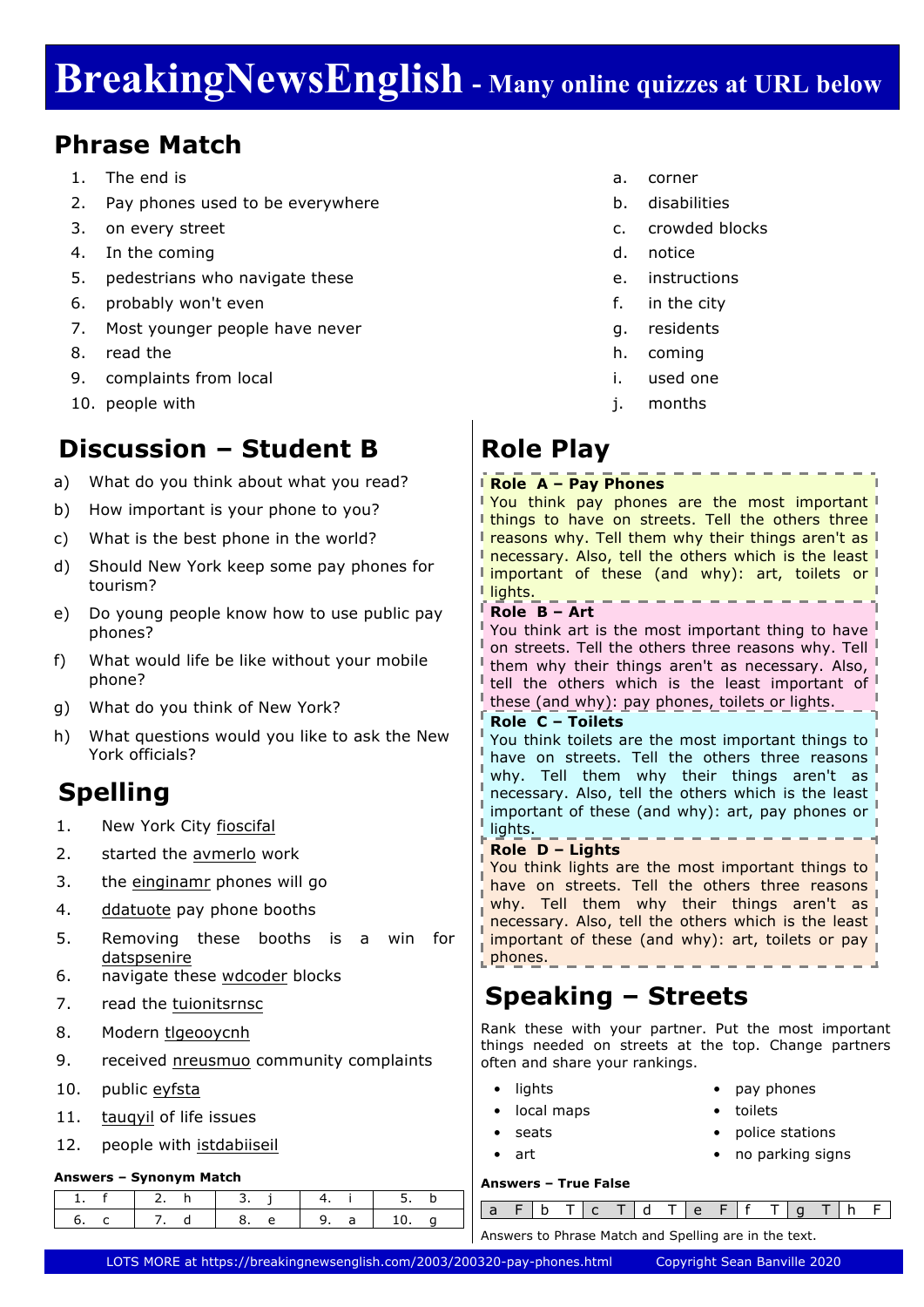# BreakingNewsEnglish - Many online quizzes at URL below

## Phrase Match

1. The end is
2. Pay phones used to be everywhere
3. on every street
4. In the coming
5. pedestrians who navigate these
6. probably won't even
7. Most younger people have never
8. read the
9. complaints from local
10. people with

a. corner
b. disabilities
c. crowded blocks
d. notice
e. instructions
f. in the city
g. residents
h. coming
i. used one
j. months

## Discussion – Student B

a) What do you think about what you read?
b) How important is your phone to you?
c) What is the best phone in the world?
d) Should New York keep some pay phones for tourism?
e) Do young people know how to use public pay phones?
f) What would life be like without your mobile phone?
g) What do you think of New York?
h) What questions would you like to ask the New York officials?

## Spelling

1. New York City fioscifal
2. started the avmerlo work
3. the einginamr phones will go
4. ddatuote pay phone booths
5. Removing these booths is a win for datspsenire
6. navigate these wdcoder blocks
7. read the tuionitsrnsc
8. Modern tlgeooycnh
9. received nreusmuo community complaints
10. public eyfsta
11. tauqyil of life issues
12. people with istdabiiseil

**Answers – Synonym Match**

| | | | | |
|---|---|---|---|---|
| 1. f | 2. h | 3. j | 4. i | 5. b |
| 6. c | 7. d | 8. e | 9. a | 10. g |

## Role Play

**Role A – Pay Phones**
You think pay phones are the most important things to have on streets. Tell the others three reasons why. Tell them why their things aren't as necessary. Also, tell the others which is the least important of these (and why): art, toilets or lights.

**Role B – Art**
You think art is the most important thing to have on streets. Tell the others three reasons why. Tell them why their things aren't as necessary. Also, tell the others which is the least important of these (and why): pay phones, toilets or lights.

**Role C – Toilets**
You think toilets are the most important things to have on streets. Tell the others three reasons why. Tell them why their things aren't as necessary. Also, tell the others which is the least important of these (and why): art, pay phones or lights.

**Role D – Lights**
You think lights are the most important things to have on streets. Tell the others three reasons why. Tell them why their things aren't as necessary. Also, tell the others which is the least important of these (and why): art, toilets or pay phones.

## Speaking – Streets

Rank these with your partner. Put the most important things needed on streets at the top. Change partners often and share your rankings.

- lights
- local maps
- seats
- art
- pay phones
- toilets
- police stations
- no parking signs

**Answers – True False**

| | | | | | | | | | | | | | | | |
|---|---|---|---|---|---|---|---|---|---|---|---|---|---|---|---|
| a | F | b | T | c | T | d | T | e | F | f | T | g | T | h | F |

Answers to Phrase Match and Spelling are in the text.

LOTS MORE at https://breakingnewsenglish.com/2003/200320-pay-phones.html Copyright Sean Banville 2020